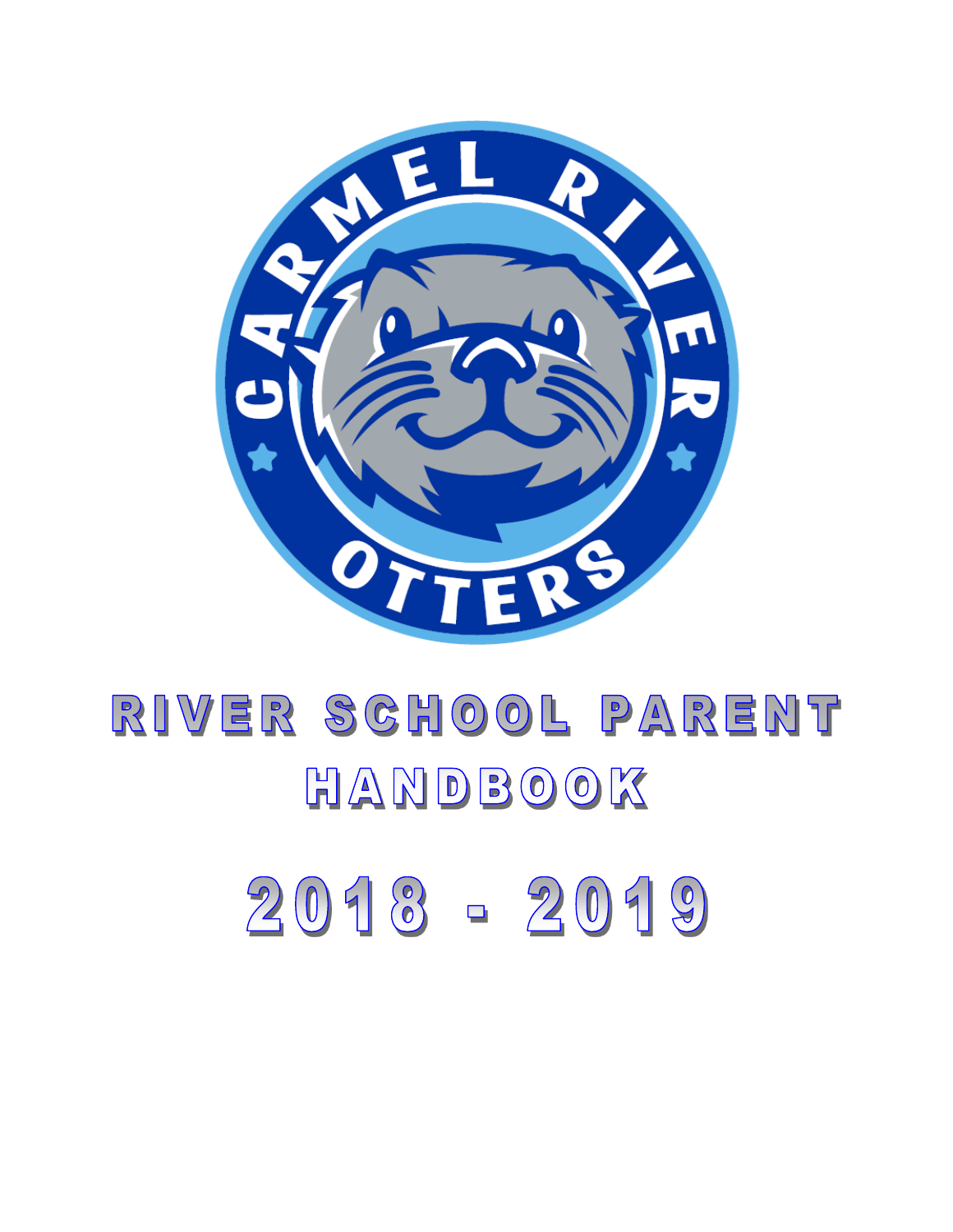CARMEL RIVER

OTTERS

# RIVER SCHOOL PARENT HANDBOOK

# 2018 - 2019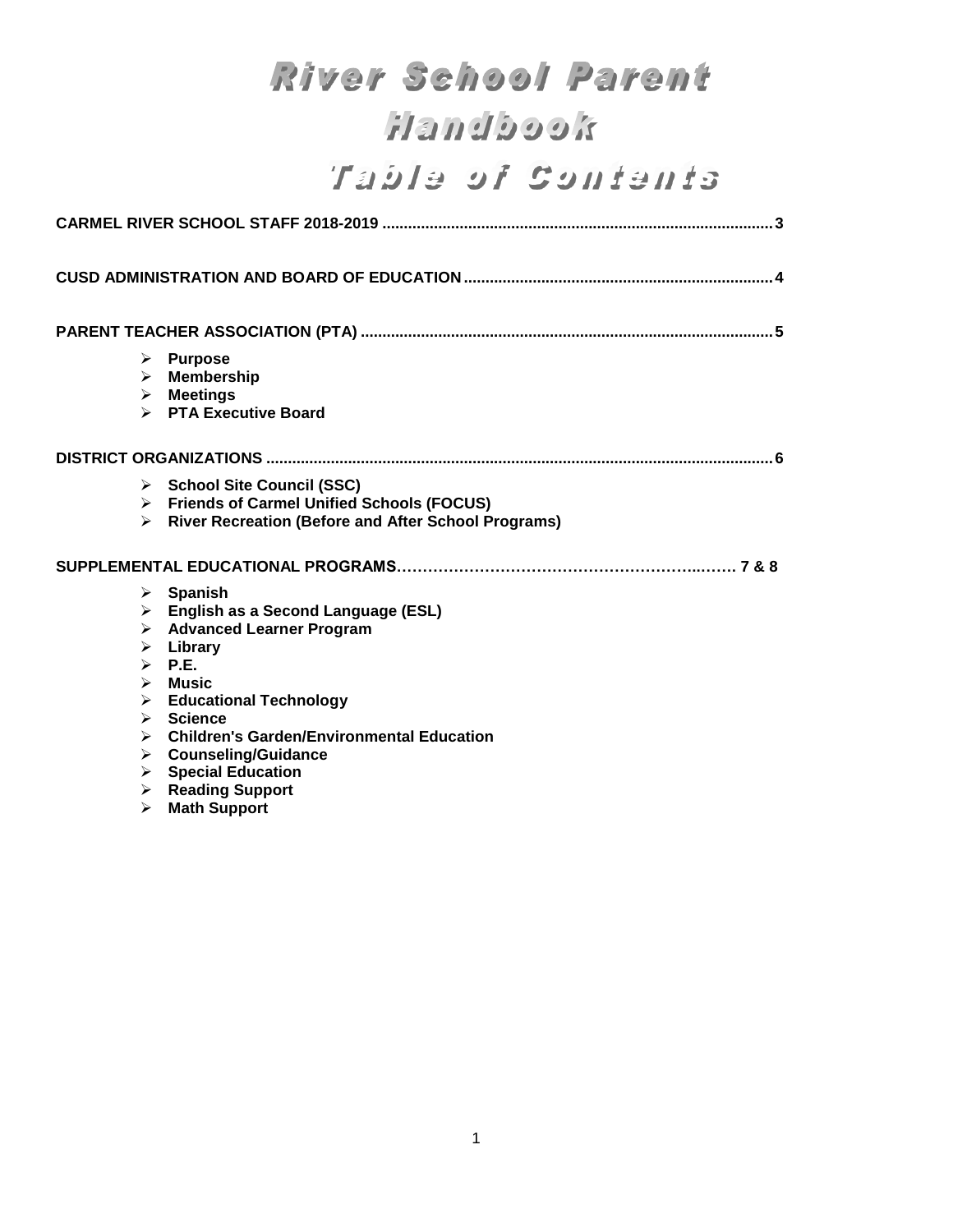# River School Parent Handbook

# Table of Contents

**CARMEL RIVER SCHOOL STAFF 2018-2019 .......... 3**

**CUSD ADMINISTRATION AND BOARD OF EDUCATION .......... 4**

**PARENT TEACHER ASSOCIATION (PTA) .......... 5**

- **Purpose**
- **Membership**
- **Meetings**
- **PTA Executive Board**

**DISTRICT ORGANIZATIONS .......... 6**

- **School Site Council (SSC)**
- **Friends of Carmel Unified Schools (FOCUS)**
- **River Recreation (Before and After School Programs)**

**SUPPLEMENTAL EDUCATIONAL PROGRAMS.......... 7 & 8**

- **Spanish**
- **English as a Second Language (ESL)**
- **Advanced Learner Program**
- **Library**
- **P.E.**
- **Music**
- **Educational Technology**
- **Science**
- **Children's Garden/Environmental Education**
- **Counseling/Guidance**
- **Special Education**
- **Reading Support**
- **Math Support**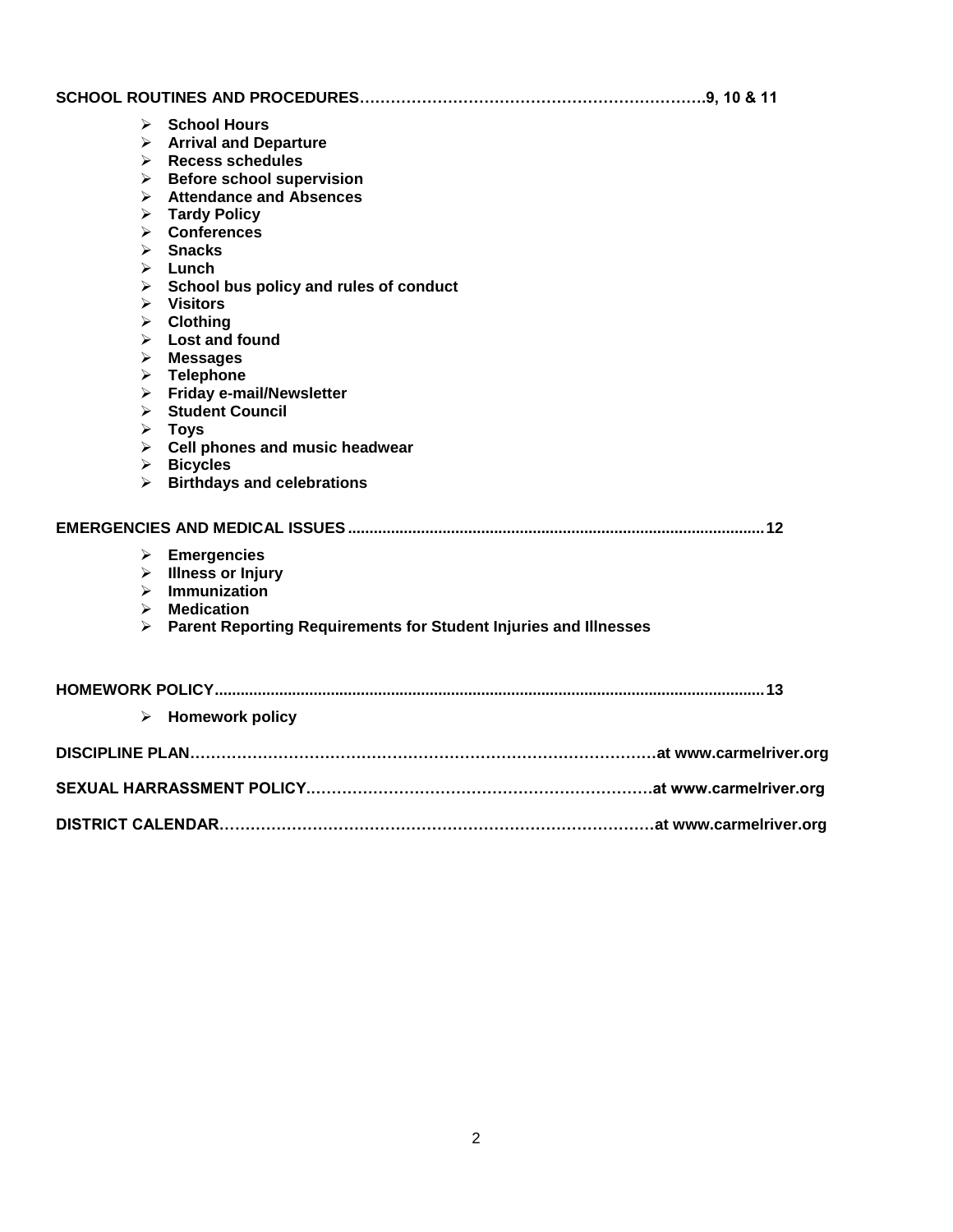**SCHOOL ROUTINES AND PROCEDURES……………………………………………………………9, 10 & 11**

- **School Hours**
- **Arrival and Departure**
- **Recess schedules**
- **Before school supervision**
- **Attendance and Absences**
- **Tardy Policy**
- **Conferences**
- **Snacks**
- **Lunch**
- **School bus policy and rules of conduct**
- **Visitors**
- **Clothing**
- **Lost and found**
- **Messages**
- **Telephone**
- **Friday e-mail/Newsletter**
- **Student Council**
- **Toys**
- **Cell phones and music headwear**
- **Bicycles**
- **Birthdays and celebrations**

**EMERGENCIES AND MEDICAL ISSUES...............................................................................................12**

- **Emergencies**
- **Illness or Injury**
- **Immunization**
- **Medication**
- **Parent Reporting Requirements for Student Injuries and Illnesses**

**HOMEWORK POLICY.............................................................................................................................13**

- **Homework policy**

**DISCIPLINE PLAN…………………………………………………………………………………at www.carmelriver.org**

**SEXUAL HARRASSMENT POLICY…………………………………………………………..at www.carmelriver.org**

**DISTRICT CALENDAR…………………………………………………………………………at www.carmelriver.org**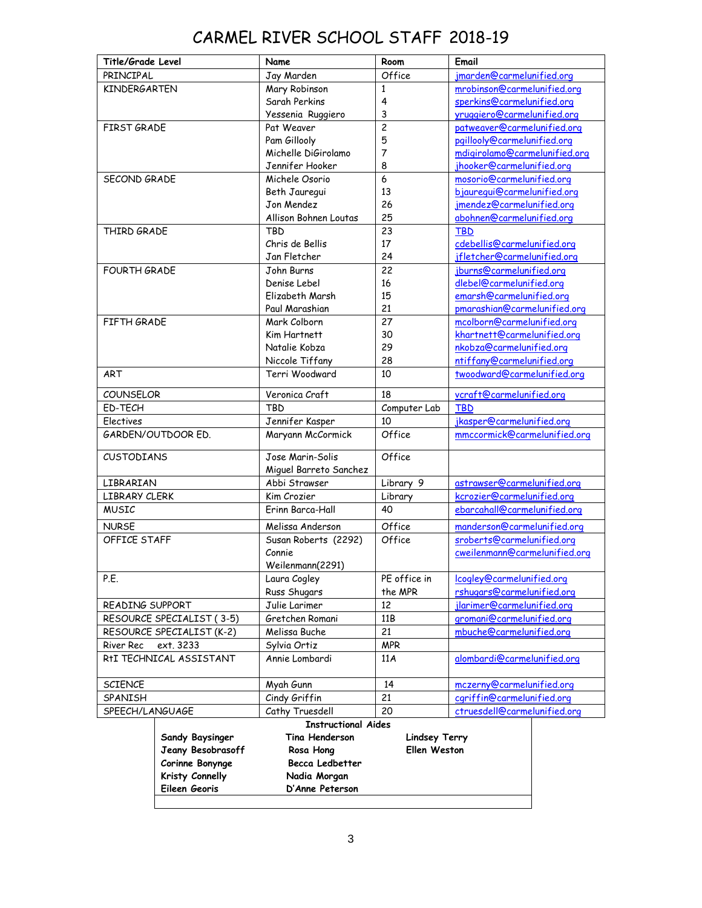# CARMEL RIVER SCHOOL STAFF 2018-19

| Title/Grade Level | Name | Room | Email |
|---|---|---|---|
| PRINCIPAL | Jay Marden | Office | jmarden@carmelunified.org |
| KINDERGARTEN | Mary Robinson | 1 | mrobinson@carmelunified.org |
| | Sarah Perkins | 4 | sperkins@carmelunified.org |
| | Yessenia Ruggiero | 3 | yruggiero@carmelunified.org |
| FIRST GRADE | Pat Weaver | 2 | patweaver@carmelunified.org |
| | Pam Gillooly | 5 | pgillooly@carmelunified.org |
| | Michelle DiGirolamo | 7 | mdigirolamo@carmelunified.org |
| | Jennifer Hooker | 8 | jhooker@carmelunified.org |
| SECOND GRADE | Michele Osorio | 6 | mosorio@carmelunified.org |
| | Beth Jauregui | 13 | bjauregui@carmelunified.org |
| | Jon Mendez | 26 | jmendez@carmelunified.org |
| | Allison Bohnen Loutas | 25 | abohnen@carmelunified.org |
| THIRD GRADE | TBD | 23 | TBD |
| | Chris de Bellis | 17 | cdebellis@carmelunified.org |
| | Jan Fletcher | 24 | jfletcher@carmelunified.org |
| FOURTH GRADE | John Burns | 22 | jburns@carmelunified.org |
| | Denise Lebel | 16 | dlebel@carmelunified.org |
| | Elizabeth Marsh | 15 | emarsh@carmelunified.org |
| | Paul Marashian | 21 | pmarashian@carmelunified.org |
| FIFTH GRADE | Mark Colborn | 27 | mcolborn@carmelunified.org |
| | Kim Hartnett | 30 | khartnett@carmelunified.org |
| | Natalie Kobza | 29 | nkobza@carmelunified.org |
| | Niccole Tiffany | 28 | ntiffany@carmelunified.org |
| ART | Terri Woodward | 10 | twoodward@carmelunified.org |
| COUNSELOR | Veronica Craft | 18 | vcraft@carmelunified.org |
| ED-TECH | TBD | Computer Lab | TBD |
| Electives | Jennifer Kasper | 10 | jkasper@carmelunified.org |
| GARDEN/OUTDOOR ED. | Maryann McCormick | Office | mmccormick@carmelunified.org |
| CUSTODIANS | Jose Marin-Solis | Office | |
| | Miguel Barreto Sanchez | | |
| LIBRARIAN | Abbi Strawser | Library 9 | astrawser@carmelunified.org |
| LIBRARY CLERK | Kim Crozier | Library | kcrozier@carmelunified.org |
| MUSIC | Erinn Barca-Hall | 40 | ebarcahall@carmelunified.org |
| NURSE | Melissa Anderson | Office | manderson@carmelunified.org |
| OFFICE STAFF | Susan Roberts (2292) | Office | sroberts@carmelunified.org |
| | Connie Weilenmann(2291) | | cweilenmann@carmelunified.org |
| P.E. | Laura Cogley | PE office in the MPR | lcogley@carmelunified.org |
| | Russ Shugars | | rshugars@carmelunified.org |
| READING SUPPORT | Julie Larimer | 12 | jlarimer@carmelunified.org |
| RESOURCE SPECIALIST ( 3-5) | Gretchen Romani | 11B | gromani@carmelunified.org |
| RESOURCE SPECIALIST (K-2) | Melissa Buche | 21 | mbuche@carmelunified.org |
| River Rec ext. 3233 | Sylvia Ortiz | MPR | |
| RtI TECHNICAL ASSISTANT | Annie Lombardi | 11A | alombardi@carmelunified.org |
| SCIENCE | Myah Gunn | 14 | mczerny@carmelunified.org |
| SPANISH | Cindy Griffin | 21 | cgriffin@carmelunified.org |
| SPEECH/LANGUAGE | Cathy Truesdell | 20 | ctruesdell@carmelunified.org |

**Instructional Aides**

| | | |
|---|---|---|
| **Sandy Baysinger** | **Tina Henderson** | **Lindsey Terry** |
| **Jeany Besobrasoff** | **Rosa Hong** | **Ellen Weston** |
| **Corinne Bonynge** | **Becca Ledbetter** | |
| **Kristy Connelly** | **Nadia Morgan** | |
| **Eileen Georis** | **D'Anne Peterson** | |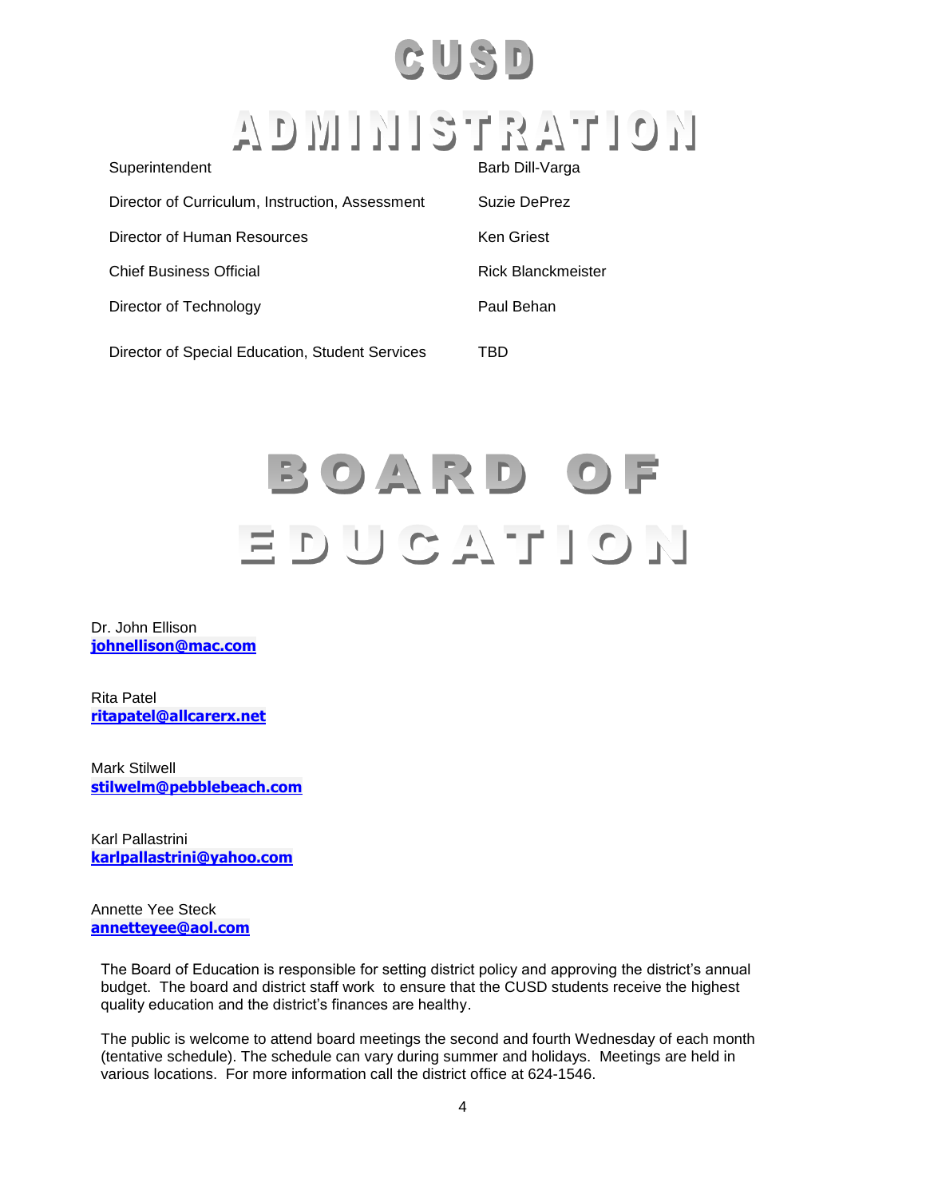# CUSD ADMINISTRATION

| | |
|---|---|
| Superintendent | Barb Dill-Varga |
| Director of Curriculum, Instruction, Assessment | Suzie DePrez |
| Director of Human Resources | Ken Griest |
| Chief Business Official | Rick Blanckmeister |
| Director of Technology | Paul Behan |
| Director of Special Education, Student Services | TBD |

# BOARD OF EDUCATION

Dr. John Ellison
**johnellison@mac.com**

Rita Patel
**ritapatel@allcarerx.net**

Mark Stilwell
**stilwelm@pebblebeach.com**

Karl Pallastrini
**karlpallastrini@yahoo.com**

Annette Yee Steck
**annetteyee@aol.com**

The Board of Education is responsible for setting district policy and approving the district's annual budget. The board and district staff work to ensure that the CUSD students receive the highest quality education and the district's finances are healthy.

The public is welcome to attend board meetings the second and fourth Wednesday of each month (tentative schedule). The schedule can vary during summer and holidays. Meetings are held in various locations. For more information call the district office at 624-1546.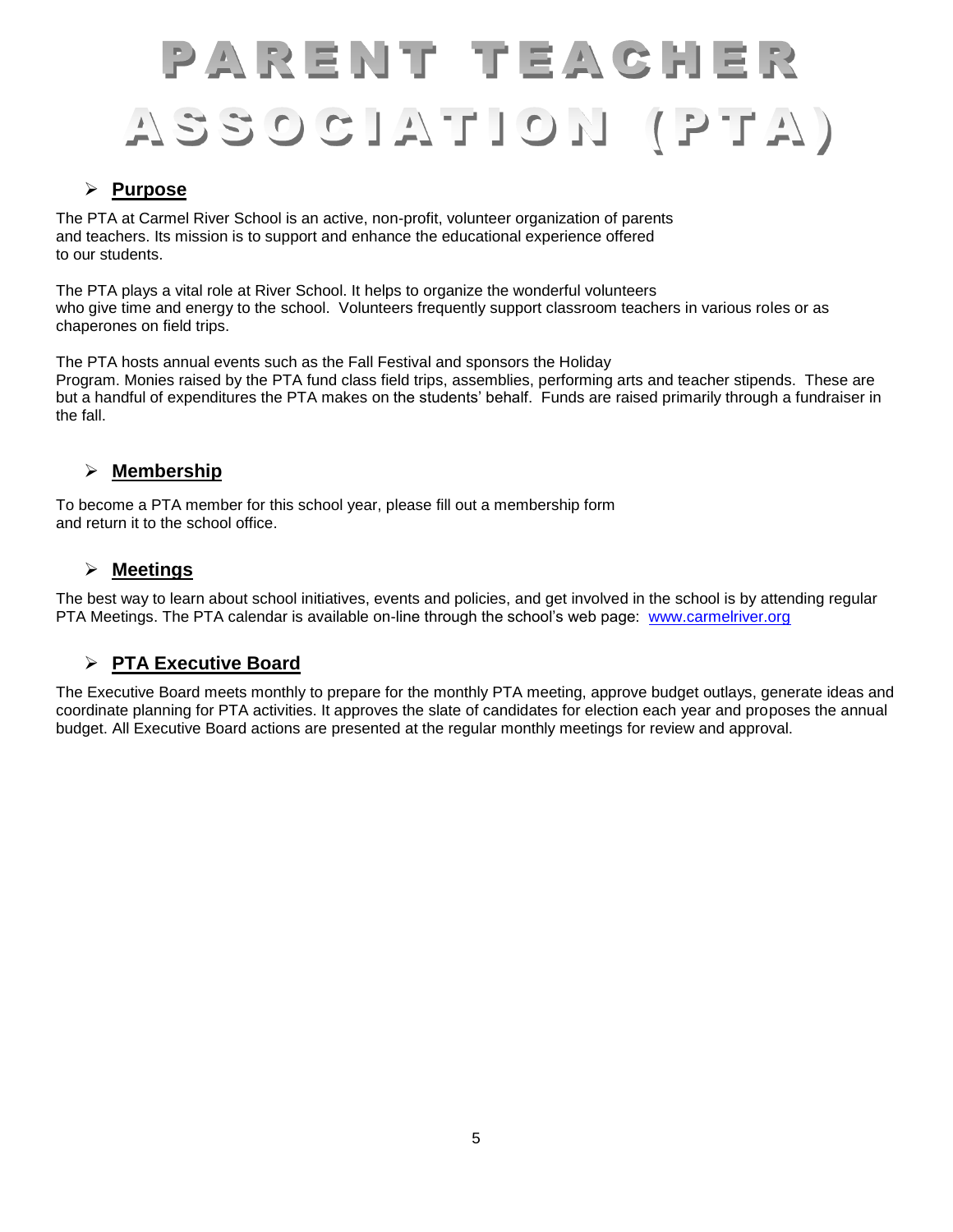# PARENT TEACHER ASSOCIATION (PTA)

## Purpose

The PTA at Carmel River School is an active, non-profit, volunteer organization of parents and teachers. Its mission is to support and enhance the educational experience offered to our students.

The PTA plays a vital role at River School. It helps to organize the wonderful volunteers who give time and energy to the school. Volunteers frequently support classroom teachers in various roles or as chaperones on field trips.

The PTA hosts annual events such as the Fall Festival and sponsors the Holiday Program. Monies raised by the PTA fund class field trips, assemblies, performing arts and teacher stipends. These are but a handful of expenditures the PTA makes on the students' behalf. Funds are raised primarily through a fundraiser in the fall.

## Membership

To become a PTA member for this school year, please fill out a membership form and return it to the school office.

## Meetings

The best way to learn about school initiatives, events and policies, and get involved in the school is by attending regular PTA Meetings. The PTA calendar is available on-line through the school's web page: www.carmelriver.org

## PTA Executive Board

The Executive Board meets monthly to prepare for the monthly PTA meeting, approve budget outlays, generate ideas and coordinate planning for PTA activities. It approves the slate of candidates for election each year and proposes the annual budget. All Executive Board actions are presented at the regular monthly meetings for review and approval.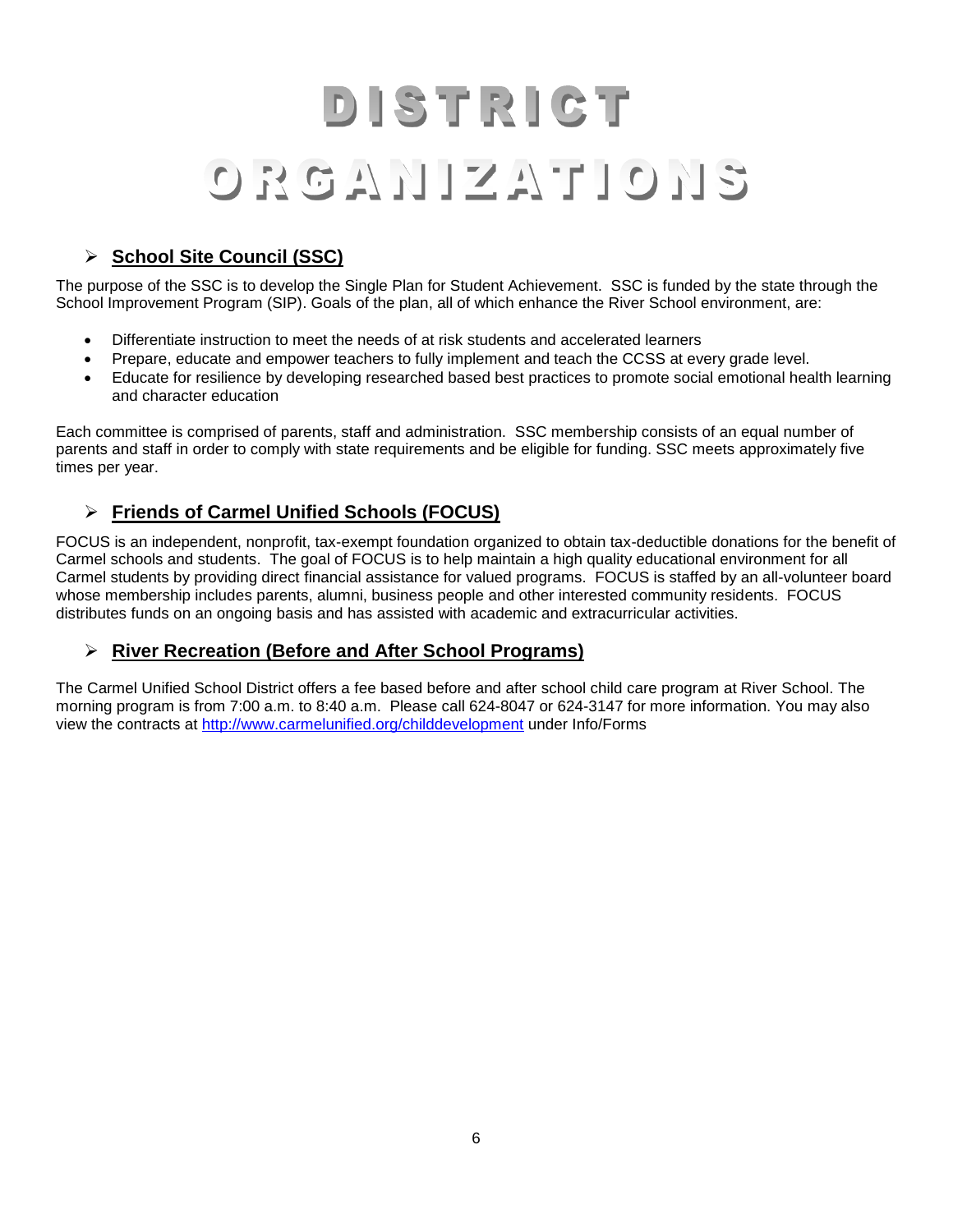# DISTRICT ORGANIZATIONS

## School Site Council (SSC)

The purpose of the SSC is to develop the Single Plan for Student Achievement. SSC is funded by the state through the School Improvement Program (SIP). Goals of the plan, all of which enhance the River School environment, are:

- Differentiate instruction to meet the needs of at risk students and accelerated learners
- Prepare, educate and empower teachers to fully implement and teach the CCSS at every grade level.
- Educate for resilience by developing researched based best practices to promote social emotional health learning and character education

Each committee is comprised of parents, staff and administration. SSC membership consists of an equal number of parents and staff in order to comply with state requirements and be eligible for funding. SSC meets approximately five times per year.

## Friends of Carmel Unified Schools (FOCUS)

FOCUS is an independent, nonprofit, tax-exempt foundation organized to obtain tax-deductible donations for the benefit of Carmel schools and students. The goal of FOCUS is to help maintain a high quality educational environment for all Carmel students by providing direct financial assistance for valued programs. FOCUS is staffed by an all-volunteer board whose membership includes parents, alumni, business people and other interested community residents. FOCUS distributes funds on an ongoing basis and has assisted with academic and extracurricular activities.

## River Recreation (Before and After School Programs)

The Carmel Unified School District offers a fee based before and after school child care program at River School. The morning program is from 7:00 a.m. to 8:40 a.m. Please call 624-8047 or 624-3147 for more information. You may also view the contracts at http://www.carmelunified.org/childdevelopment under Info/Forms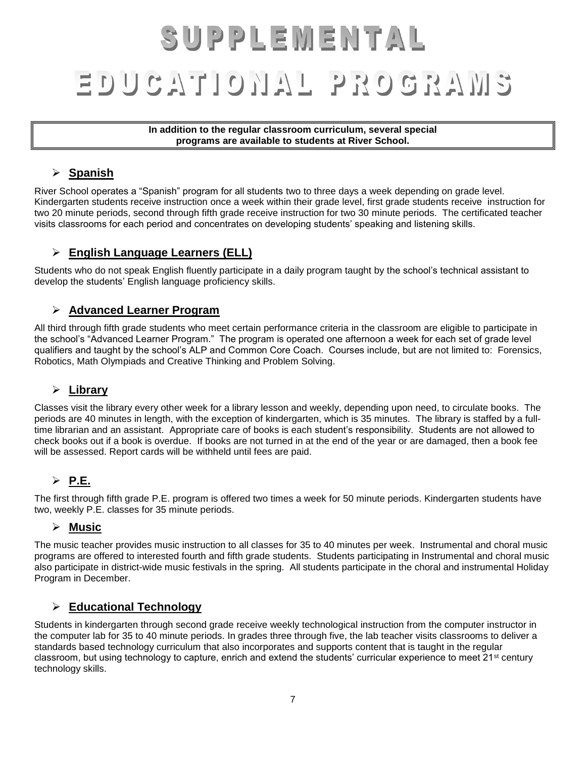# SUPPLEMENTAL EDUCATIONAL PROGRAMS

**In addition to the regular classroom curriculum, several special programs are available to students at River School.**

## Spanish

River School operates a "Spanish" program for all students two to three days a week depending on grade level. Kindergarten students receive instruction once a week within their grade level, first grade students receive instruction for two 20 minute periods, second through fifth grade receive instruction for two 30 minute periods. The certificated teacher visits classrooms for each period and concentrates on developing students' speaking and listening skills.

## English Language Learners (ELL)

Students who do not speak English fluently participate in a daily program taught by the school's technical assistant to develop the students' English language proficiency skills.

## Advanced Learner Program

All third through fifth grade students who meet certain performance criteria in the classroom are eligible to participate in the school's "Advanced Learner Program." The program is operated one afternoon a week for each set of grade level qualifiers and taught by the school's ALP and Common Core Coach. Courses include, but are not limited to: Forensics, Robotics, Math Olympiads and Creative Thinking and Problem Solving.

## Library

Classes visit the library every other week for a library lesson and weekly, depending upon need, to circulate books. The periods are 40 minutes in length, with the exception of kindergarten, which is 35 minutes. The library is staffed by a full-time librarian and an assistant. Appropriate care of books is each student's responsibility. Students are not allowed to check books out if a book is overdue. If books are not turned in at the end of the year or are damaged, then a book fee will be assessed. Report cards will be withheld until fees are paid.

## P.E.

The first through fifth grade P.E. program is offered two times a week for 50 minute periods. Kindergarten students have two, weekly P.E. classes for 35 minute periods.

## Music

The music teacher provides music instruction to all classes for 35 to 40 minutes per week. Instrumental and choral music programs are offered to interested fourth and fifth grade students. Students participating in Instrumental and choral music also participate in district-wide music festivals in the spring. All students participate in the choral and instrumental Holiday Program in December.

## Educational Technology

Students in kindergarten through second grade receive weekly technological instruction from the computer instructor in the computer lab for 35 to 40 minute periods. In grades three through five, the lab teacher visits classrooms to deliver a standards based technology curriculum that also incorporates and supports content that is taught in the regular classroom, but using technology to capture, enrich and extend the students' curricular experience to meet 21st century technology skills.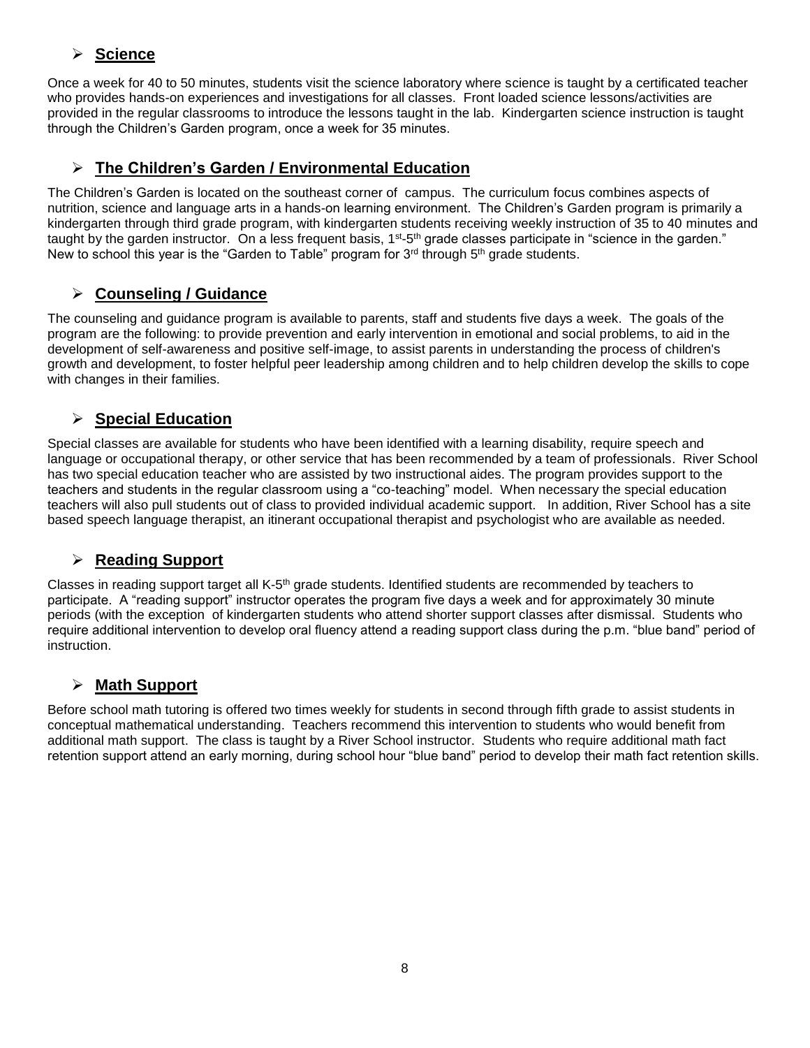## Science

Once a week for 40 to 50 minutes, students visit the science laboratory where science is taught by a certificated teacher who provides hands-on experiences and investigations for all classes. Front loaded science lessons/activities are provided in the regular classrooms to introduce the lessons taught in the lab. Kindergarten science instruction is taught through the Children's Garden program, once a week for 35 minutes.

## The Children's Garden / Environmental Education

The Children's Garden is located on the southeast corner of campus. The curriculum focus combines aspects of nutrition, science and language arts in a hands-on learning environment. The Children's Garden program is primarily a kindergarten through third grade program, with kindergarten students receiving weekly instruction of 35 to 40 minutes and taught by the garden instructor. On a less frequent basis, 1st-5th grade classes participate in "science in the garden." New to school this year is the "Garden to Table" program for 3rd through 5th grade students.

## Counseling / Guidance

The counseling and guidance program is available to parents, staff and students five days a week. The goals of the program are the following: to provide prevention and early intervention in emotional and social problems, to aid in the development of self-awareness and positive self-image, to assist parents in understanding the process of children's growth and development, to foster helpful peer leadership among children and to help children develop the skills to cope with changes in their families.

## Special Education

Special classes are available for students who have been identified with a learning disability, require speech and language or occupational therapy, or other service that has been recommended by a team of professionals. River School has two special education teacher who are assisted by two instructional aides. The program provides support to the teachers and students in the regular classroom using a "co-teaching" model. When necessary the special education teachers will also pull students out of class to provided individual academic support. In addition, River School has a site based speech language therapist, an itinerant occupational therapist and psychologist who are available as needed.

## Reading Support

Classes in reading support target all K-5th grade students. Identified students are recommended by teachers to participate. A "reading support" instructor operates the program five days a week and for approximately 30 minute periods (with the exception of kindergarten students who attend shorter support classes after dismissal. Students who require additional intervention to develop oral fluency attend a reading support class during the p.m. "blue band" period of instruction.

## Math Support

Before school math tutoring is offered two times weekly for students in second through fifth grade to assist students in conceptual mathematical understanding. Teachers recommend this intervention to students who would benefit from additional math support. The class is taught by a River School instructor. Students who require additional math fact retention support attend an early morning, during school hour "blue band" period to develop their math fact retention skills.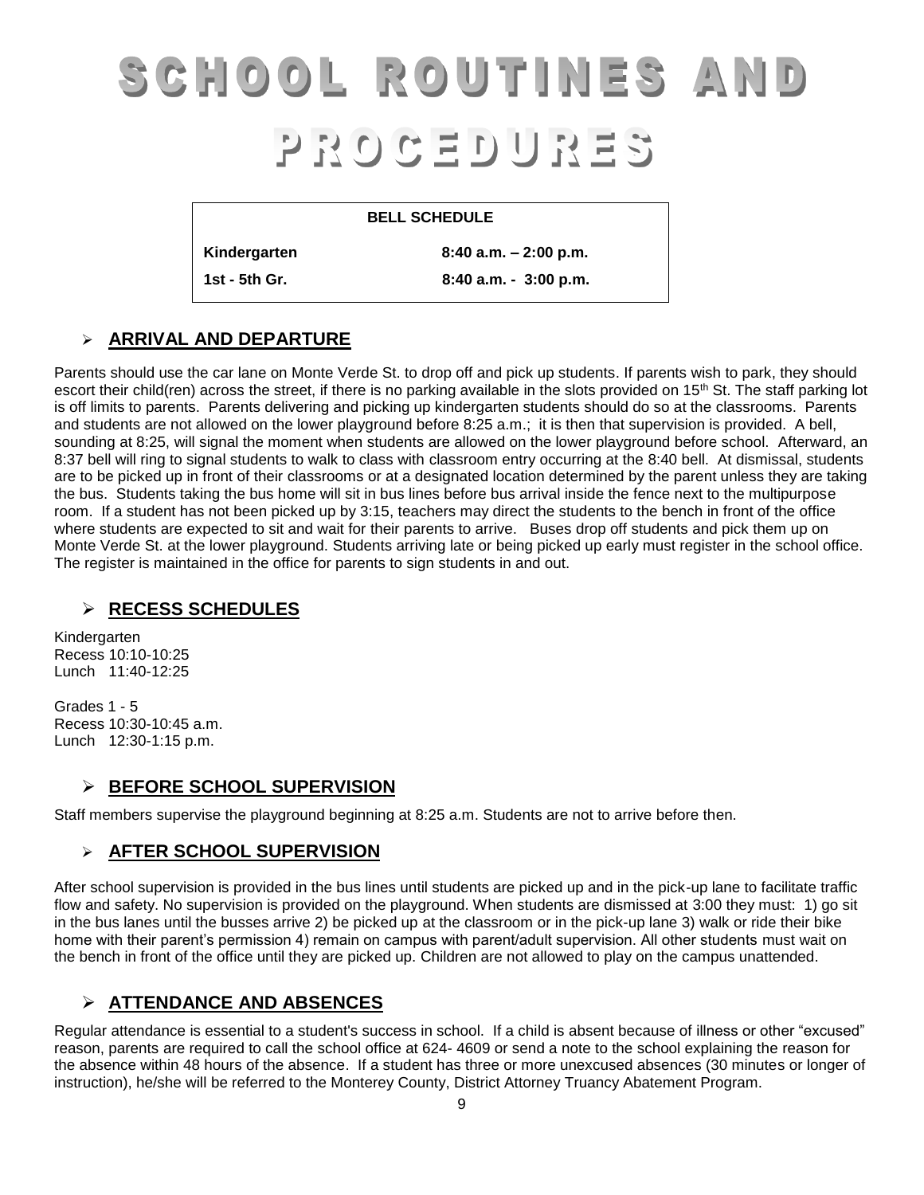# SCHOOL ROUTINES AND PROCEDURES

| BELL SCHEDULE | |
|---|---|
| **Kindergarten** | **8:40 a.m. – 2:00 p.m.** |
| **1st - 5th Gr.** | **8:40 a.m. - 3:00 p.m.** |

## ➢ ARRIVAL AND DEPARTURE

Parents should use the car lane on Monte Verde St. to drop off and pick up students. If parents wish to park, they should escort their child(ren) across the street, if there is no parking available in the slots provided on 15th St. The staff parking lot is off limits to parents. Parents delivering and picking up kindergarten students should do so at the classrooms. Parents and students are not allowed on the lower playground before 8:25 a.m.; it is then that supervision is provided. A bell, sounding at 8:25, will signal the moment when students are allowed on the lower playground before school. Afterward, an 8:37 bell will ring to signal students to walk to class with classroom entry occurring at the 8:40 bell. At dismissal, students are to be picked up in front of their classrooms or at a designated location determined by the parent unless they are taking the bus. Students taking the bus home will sit in bus lines before bus arrival inside the fence next to the multipurpose room. If a student has not been picked up by 3:15, teachers may direct the students to the bench in front of the office where students are expected to sit and wait for their parents to arrive. Buses drop off students and pick them up on Monte Verde St. at the lower playground. Students arriving late or being picked up early must register in the school office. The register is maintained in the office for parents to sign students in and out.

## ➢ RECESS SCHEDULES

Kindergarten
Recess 10:10-10:25
Lunch 11:40-12:25

Grades 1 - 5
Recess 10:30-10:45 a.m.
Lunch 12:30-1:15 p.m.

## ➢ BEFORE SCHOOL SUPERVISION

Staff members supervise the playground beginning at 8:25 a.m. Students are not to arrive before then.

## ➢ AFTER SCHOOL SUPERVISION

After school supervision is provided in the bus lines until students are picked up and in the pick-up lane to facilitate traffic flow and safety. No supervision is provided on the playground. When students are dismissed at 3:00 they must: 1) go sit in the bus lanes until the busses arrive 2) be picked up at the classroom or in the pick-up lane 3) walk or ride their bike home with their parent's permission 4) remain on campus with parent/adult supervision. All other students must wait on the bench in front of the office until they are picked up. Children are not allowed to play on the campus unattended.

## ➢ ATTENDANCE AND ABSENCES

Regular attendance is essential to a student's success in school. If a child is absent because of illness or other "excused" reason, parents are required to call the school office at 624- 4609 or send a note to the school explaining the reason for the absence within 48 hours of the absence. If a student has three or more unexcused absences (30 minutes or longer of instruction), he/she will be referred to the Monterey County, District Attorney Truancy Abatement Program.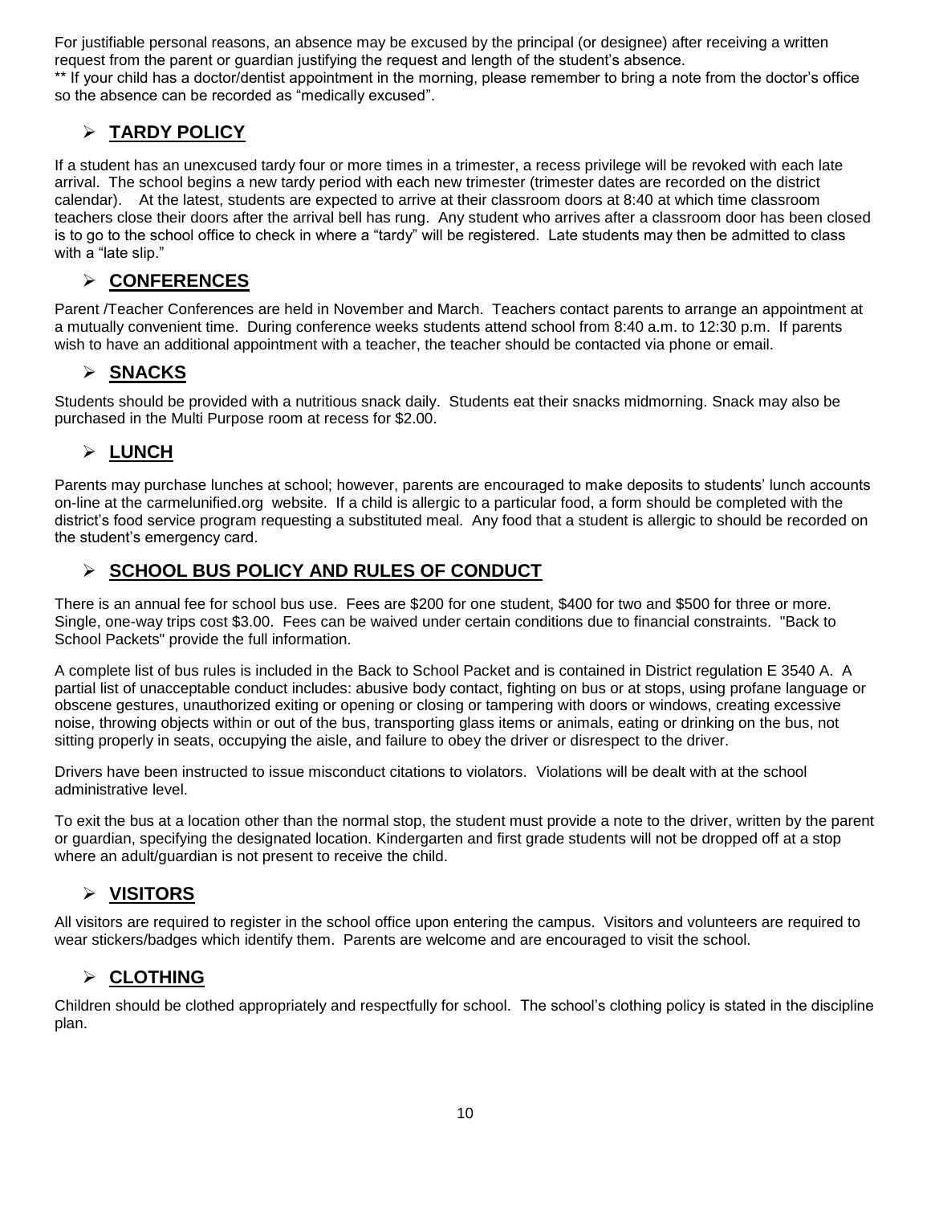For justifiable personal reasons, an absence may be excused by the principal (or designee) after receiving a written request from the parent or guardian justifying the request and length of the student's absence.
** If your child has a doctor/dentist appointment in the morning, please remember to bring a note from the doctor's office so the absence can be recorded as "medically excused".

## ➢ <u>**TARDY POLICY**</u>

If a student has an unexcused tardy four or more times in a trimester, a recess privilege will be revoked with each late arrival. The school begins a new tardy period with each new trimester (trimester dates are recorded on the district calendar). At the latest, students are expected to arrive at their classroom doors at 8:40 at which time classroom teachers close their doors after the arrival bell has rung. Any student who arrives after a classroom door has been closed is to go to the school office to check in where a "tardy" will be registered. Late students may then be admitted to class with a "late slip."

## ➢ <u>**CONFERENCES**</u>

Parent /Teacher Conferences are held in November and March. Teachers contact parents to arrange an appointment at a mutually convenient time. During conference weeks students attend school from 8:40 a.m. to 12:30 p.m. If parents wish to have an additional appointment with a teacher, the teacher should be contacted via phone or email.

## ➢ <u>**SNACKS**</u>

Students should be provided with a nutritious snack daily. Students eat their snacks midmorning. Snack may also be purchased in the Multi Purpose room at recess for $2.00.

## ➢ <u>**LUNCH**</u>

Parents may purchase lunches at school; however, parents are encouraged to make deposits to students' lunch accounts on-line at the carmelunified.org website. If a child is allergic to a particular food, a form should be completed with the district's food service program requesting a substituted meal. Any food that a student is allergic to should be recorded on the student's emergency card.

## ➢ <u>**SCHOOL BUS POLICY AND RULES OF CONDUCT**</u>

There is an annual fee for school bus use. Fees are $200 for one student, $400 for two and $500 for three or more. Single, one-way trips cost $3.00. Fees can be waived under certain conditions due to financial constraints. "Back to School Packets" provide the full information.

A complete list of bus rules is included in the Back to School Packet and is contained in District regulation E 3540 A. A partial list of unacceptable conduct includes: abusive body contact, fighting on bus or at stops, using profane language or obscene gestures, unauthorized exiting or opening or closing or tampering with doors or windows, creating excessive noise, throwing objects within or out of the bus, transporting glass items or animals, eating or drinking on the bus, not sitting properly in seats, occupying the aisle, and failure to obey the driver or disrespect to the driver.

Drivers have been instructed to issue misconduct citations to violators. Violations will be dealt with at the school administrative level.

To exit the bus at a location other than the normal stop, the student must provide a note to the driver, written by the parent or guardian, specifying the designated location. Kindergarten and first grade students will not be dropped off at a stop where an adult/guardian is not present to receive the child.

## ➢ <u>**VISITORS**</u>

All visitors are required to register in the school office upon entering the campus. Visitors and volunteers are required to wear stickers/badges which identify them. Parents are welcome and are encouraged to visit the school.

## ➢ <u>**CLOTHING**</u>

Children should be clothed appropriately and respectfully for school. The school's clothing policy is stated in the discipline plan.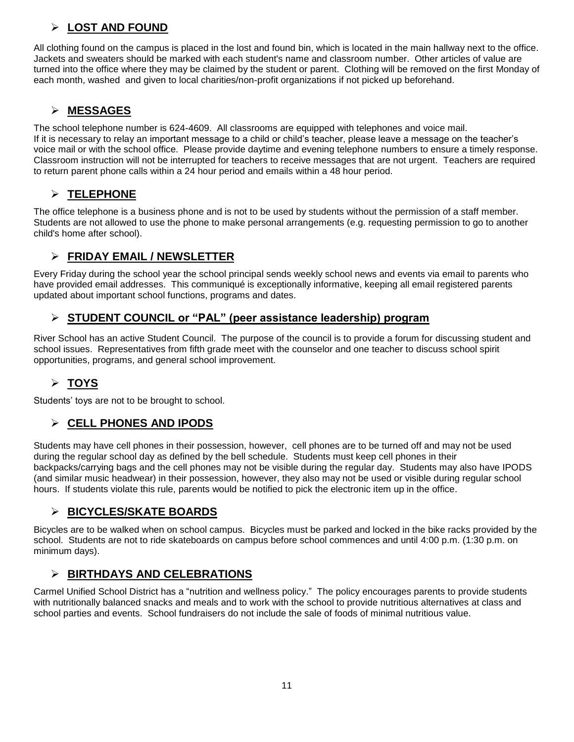## LOST AND FOUND

All clothing found on the campus is placed in the lost and found bin, which is located in the main hallway next to the office. Jackets and sweaters should be marked with each student's name and classroom number. Other articles of value are turned into the office where they may be claimed by the student or parent. Clothing will be removed on the first Monday of each month, washed and given to local charities/non-profit organizations if not picked up beforehand.

## MESSAGES

The school telephone number is 624-4609. All classrooms are equipped with telephones and voice mail. If it is necessary to relay an important message to a child or child's teacher, please leave a message on the teacher's voice mail or with the school office. Please provide daytime and evening telephone numbers to ensure a timely response. Classroom instruction will not be interrupted for teachers to receive messages that are not urgent. Teachers are required to return parent phone calls within a 24 hour period and emails within a 48 hour period.

## TELEPHONE

The office telephone is a business phone and is not to be used by students without the permission of a staff member. Students are not allowed to use the phone to make personal arrangements (e.g. requesting permission to go to another child's home after school).

## FRIDAY EMAIL / NEWSLETTER

Every Friday during the school year the school principal sends weekly school news and events via email to parents who have provided email addresses. This communiqué is exceptionally informative, keeping all email registered parents updated about important school functions, programs and dates.

## STUDENT COUNCIL or "PAL" (peer assistance leadership) program

River School has an active Student Council. The purpose of the council is to provide a forum for discussing student and school issues. Representatives from fifth grade meet with the counselor and one teacher to discuss school spirit opportunities, programs, and general school improvement.

## TOYS

Students' toys are not to be brought to school.

## CELL PHONES AND IPODS

Students may have cell phones in their possession, however, cell phones are to be turned off and may not be used during the regular school day as defined by the bell schedule. Students must keep cell phones in their backpacks/carrying bags and the cell phones may not be visible during the regular day. Students may also have IPODS (and similar music headwear) in their possession, however, they also may not be used or visible during regular school hours. If students violate this rule, parents would be notified to pick the electronic item up in the office.

## BICYCLES/SKATE BOARDS

Bicycles are to be walked when on school campus. Bicycles must be parked and locked in the bike racks provided by the school. Students are not to ride skateboards on campus before school commences and until 4:00 p.m. (1:30 p.m. on minimum days).

## BIRTHDAYS AND CELEBRATIONS

Carmel Unified School District has a "nutrition and wellness policy." The policy encourages parents to provide students with nutritionally balanced snacks and meals and to work with the school to provide nutritious alternatives at class and school parties and events. School fundraisers do not include the sale of foods of minimal nutritious value.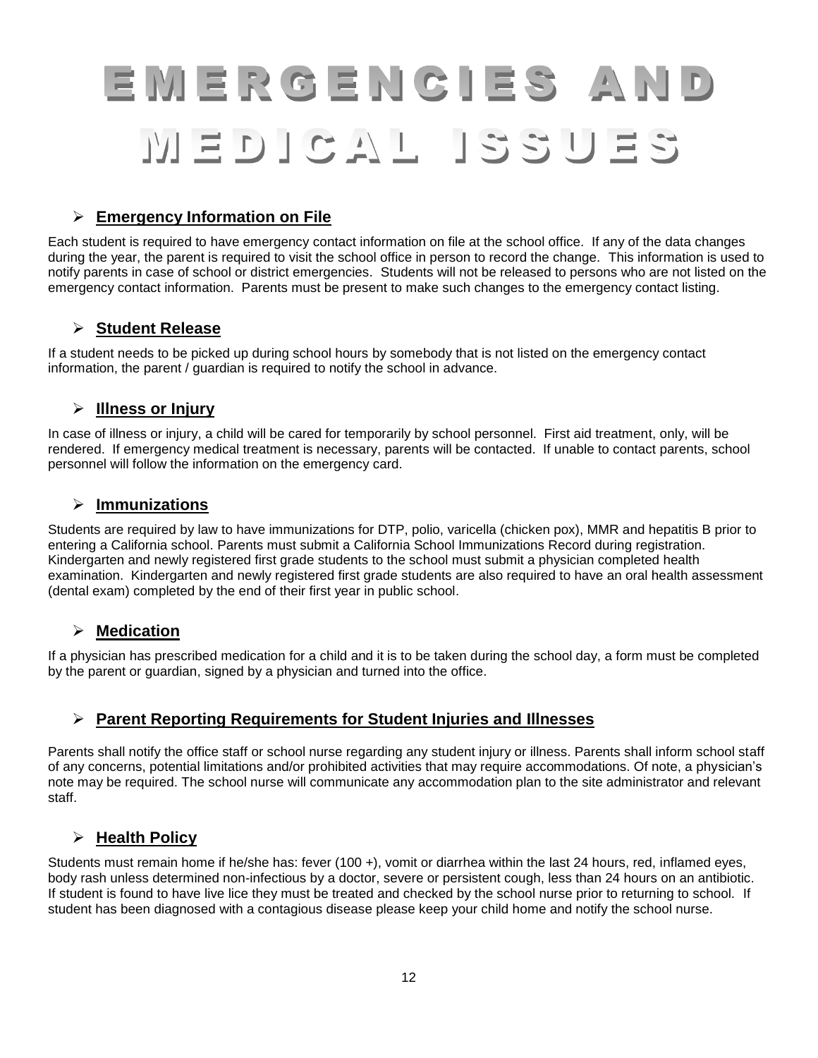# EMERGENCIES AND MEDICAL ISSUES

## **Emergency Information on File**

Each student is required to have emergency contact information on file at the school office. If any of the data changes during the year, the parent is required to visit the school office in person to record the change. This information is used to notify parents in case of school or district emergencies. Students will not be released to persons who are not listed on the emergency contact information. Parents must be present to make such changes to the emergency contact listing.

## **Student Release**

If a student needs to be picked up during school hours by somebody that is not listed on the emergency contact information, the parent / guardian is required to notify the school in advance.

## **Illness or Injury**

In case of illness or injury, a child will be cared for temporarily by school personnel. First aid treatment, only, will be rendered. If emergency medical treatment is necessary, parents will be contacted. If unable to contact parents, school personnel will follow the information on the emergency card.

## **Immunizations**

Students are required by law to have immunizations for DTP, polio, varicella (chicken pox), MMR and hepatitis B prior to entering a California school. Parents must submit a California School Immunizations Record during registration. Kindergarten and newly registered first grade students to the school must submit a physician completed health examination. Kindergarten and newly registered first grade students are also required to have an oral health assessment (dental exam) completed by the end of their first year in public school.

## **Medication**

If a physician has prescribed medication for a child and it is to be taken during the school day, a form must be completed by the parent or guardian, signed by a physician and turned into the office.

## **Parent Reporting Requirements for Student Injuries and Illnesses**

Parents shall notify the office staff or school nurse regarding any student injury or illness. Parents shall inform school staff of any concerns, potential limitations and/or prohibited activities that may require accommodations. Of note, a physician's note may be required. The school nurse will communicate any accommodation plan to the site administrator and relevant staff.

## **Health Policy**

Students must remain home if he/she has: fever (100 +), vomit or diarrhea within the last 24 hours, red, inflamed eyes, body rash unless determined non-infectious by a doctor, severe or persistent cough, less than 24 hours on an antibiotic. If student is found to have live lice they must be treated and checked by the school nurse prior to returning to school. If student has been diagnosed with a contagious disease please keep your child home and notify the school nurse.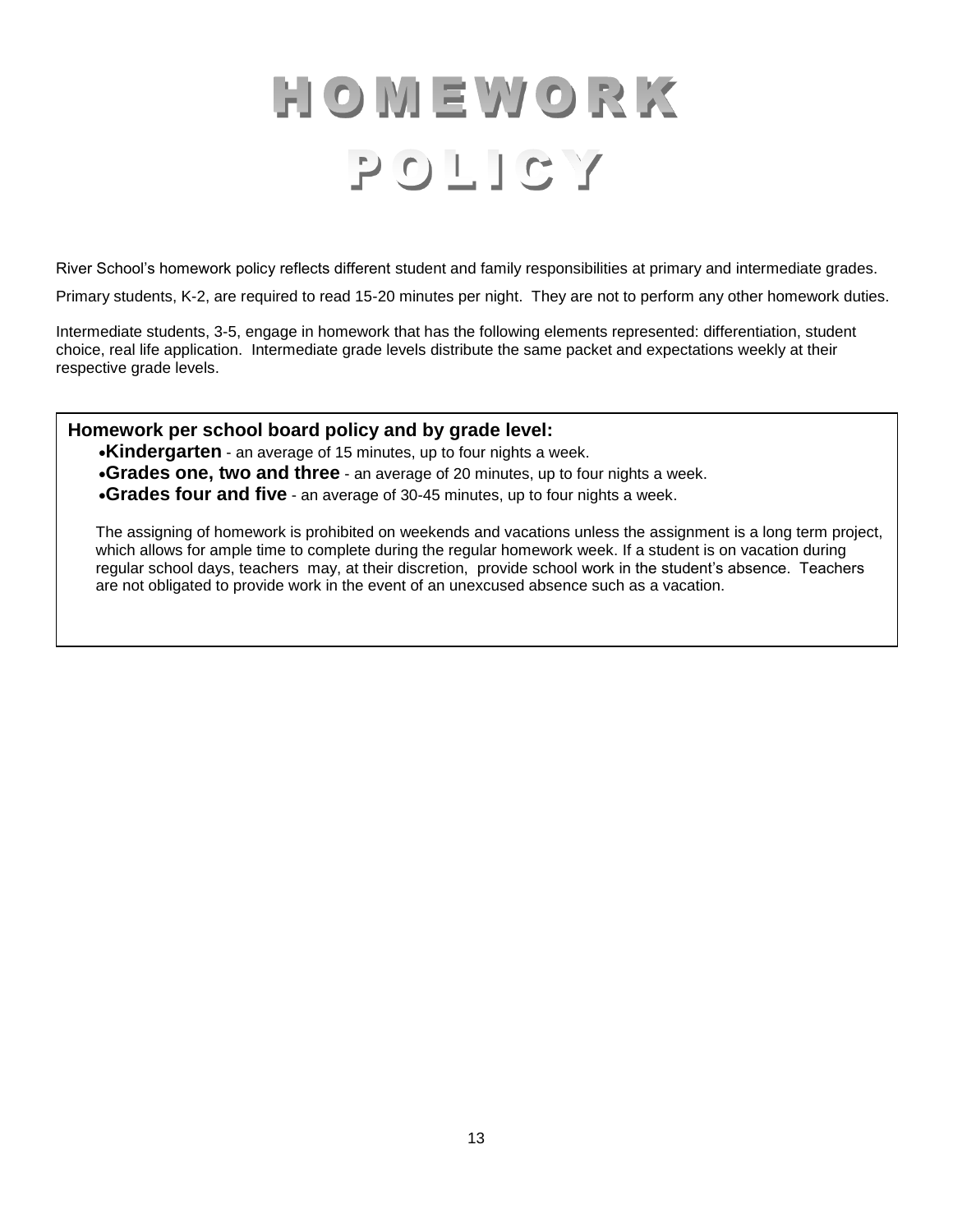# HOMEWORK POLICY

River School's homework policy reflects different student and family responsibilities at primary and intermediate grades.

Primary students, K-2, are required to read 15-20 minutes per night. They are not to perform any other homework duties.

Intermediate students, 3-5, engage in homework that has the following elements represented: differentiation, student choice, real life application. Intermediate grade levels distribute the same packet and expectations weekly at their respective grade levels.

**Homework per school board policy and by grade level:**

- **Kindergarten** - an average of 15 minutes, up to four nights a week.
- **Grades one, two and three** - an average of 20 minutes, up to four nights a week.
- **Grades four and five** - an average of 30-45 minutes, up to four nights a week.

The assigning of homework is prohibited on weekends and vacations unless the assignment is a long term project, which allows for ample time to complete during the regular homework week. If a student is on vacation during regular school days, teachers may, at their discretion, provide school work in the student's absence. Teachers are not obligated to provide work in the event of an unexcused absence such as a vacation.